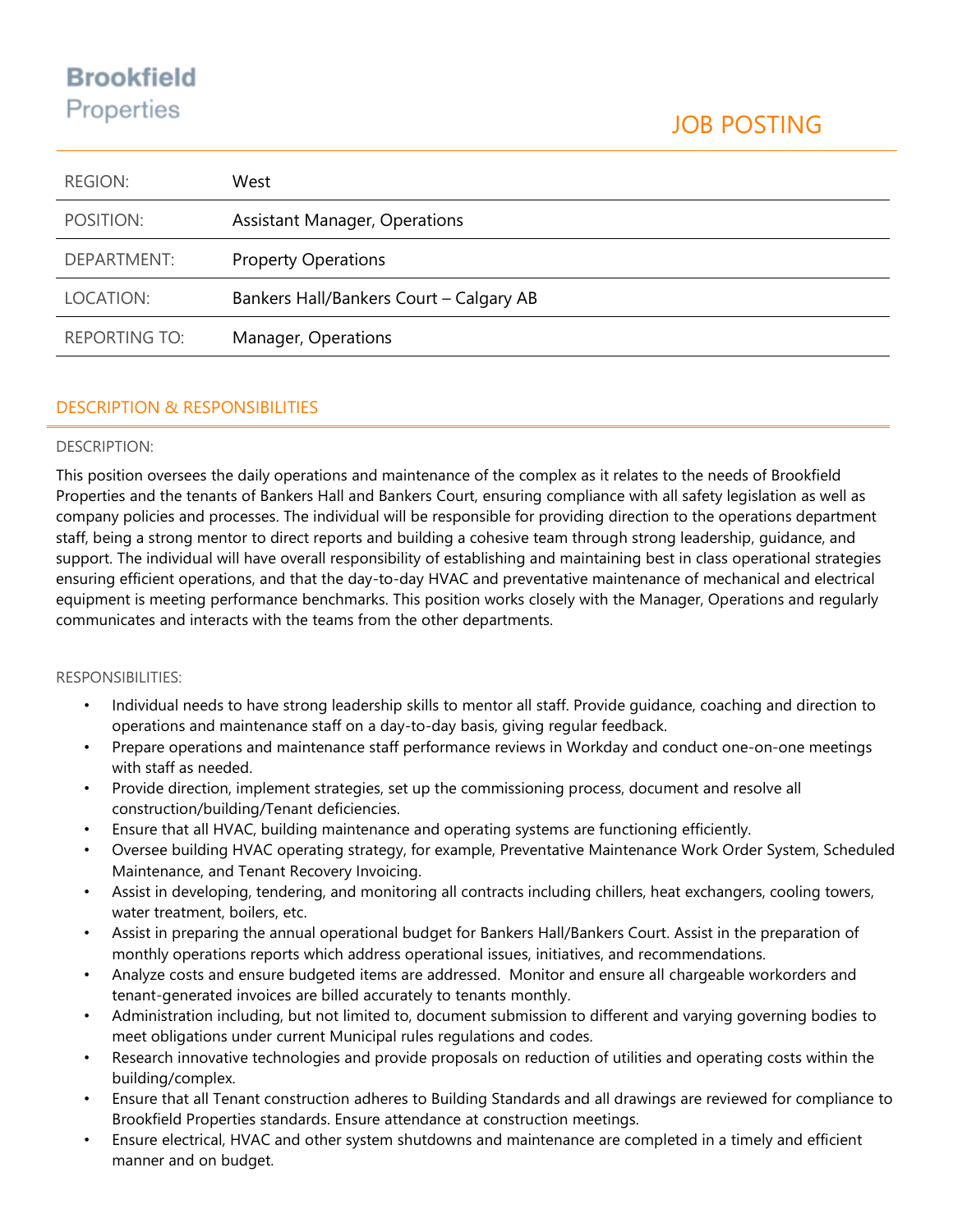**Brookfield**
Properties

# JOB POSTING

| | |
|---|---|
| REGION: | West |
| POSITION: | Assistant Manager, Operations |
| DEPARTMENT: | Property Operations |
| LOCATION: | Bankers Hall/Bankers Court – Calgary AB |
| REPORTING TO: | Manager, Operations |

## DESCRIPTION & RESPONSIBILITIES

### DESCRIPTION:

This position oversees the daily operations and maintenance of the complex as it relates to the needs of Brookfield Properties and the tenants of Bankers Hall and Bankers Court, ensuring compliance with all safety legislation as well as company policies and processes. The individual will be responsible for providing direction to the operations department staff, being a strong mentor to direct reports and building a cohesive team through strong leadership, guidance, and support. The individual will have overall responsibility of establishing and maintaining best in class operational strategies ensuring efficient operations, and that the day-to-day HVAC and preventative maintenance of mechanical and electrical equipment is meeting performance benchmarks. This position works closely with the Manager, Operations and regularly communicates and interacts with the teams from the other departments.

### RESPONSIBILITIES:

- Individual needs to have strong leadership skills to mentor all staff. Provide guidance, coaching and direction to operations and maintenance staff on a day-to-day basis, giving regular feedback.
- Prepare operations and maintenance staff performance reviews in Workday and conduct one-on-one meetings with staff as needed.
- Provide direction, implement strategies, set up the commissioning process, document and resolve all construction/building/Tenant deficiencies.
- Ensure that all HVAC, building maintenance and operating systems are functioning efficiently.
- Oversee building HVAC operating strategy, for example, Preventative Maintenance Work Order System, Scheduled Maintenance, and Tenant Recovery Invoicing.
- Assist in developing, tendering, and monitoring all contracts including chillers, heat exchangers, cooling towers, water treatment, boilers, etc.
- Assist in preparing the annual operational budget for Bankers Hall/Bankers Court. Assist in the preparation of monthly operations reports which address operational issues, initiatives, and recommendations.
- Analyze costs and ensure budgeted items are addressed. Monitor and ensure all chargeable workorders and tenant-generated invoices are billed accurately to tenants monthly.
- Administration including, but not limited to, document submission to different and varying governing bodies to meet obligations under current Municipal rules regulations and codes.
- Research innovative technologies and provide proposals on reduction of utilities and operating costs within the building/complex.
- Ensure that all Tenant construction adheres to Building Standards and all drawings are reviewed for compliance to Brookfield Properties standards. Ensure attendance at construction meetings.
- Ensure electrical, HVAC and other system shutdowns and maintenance are completed in a timely and efficient manner and on budget.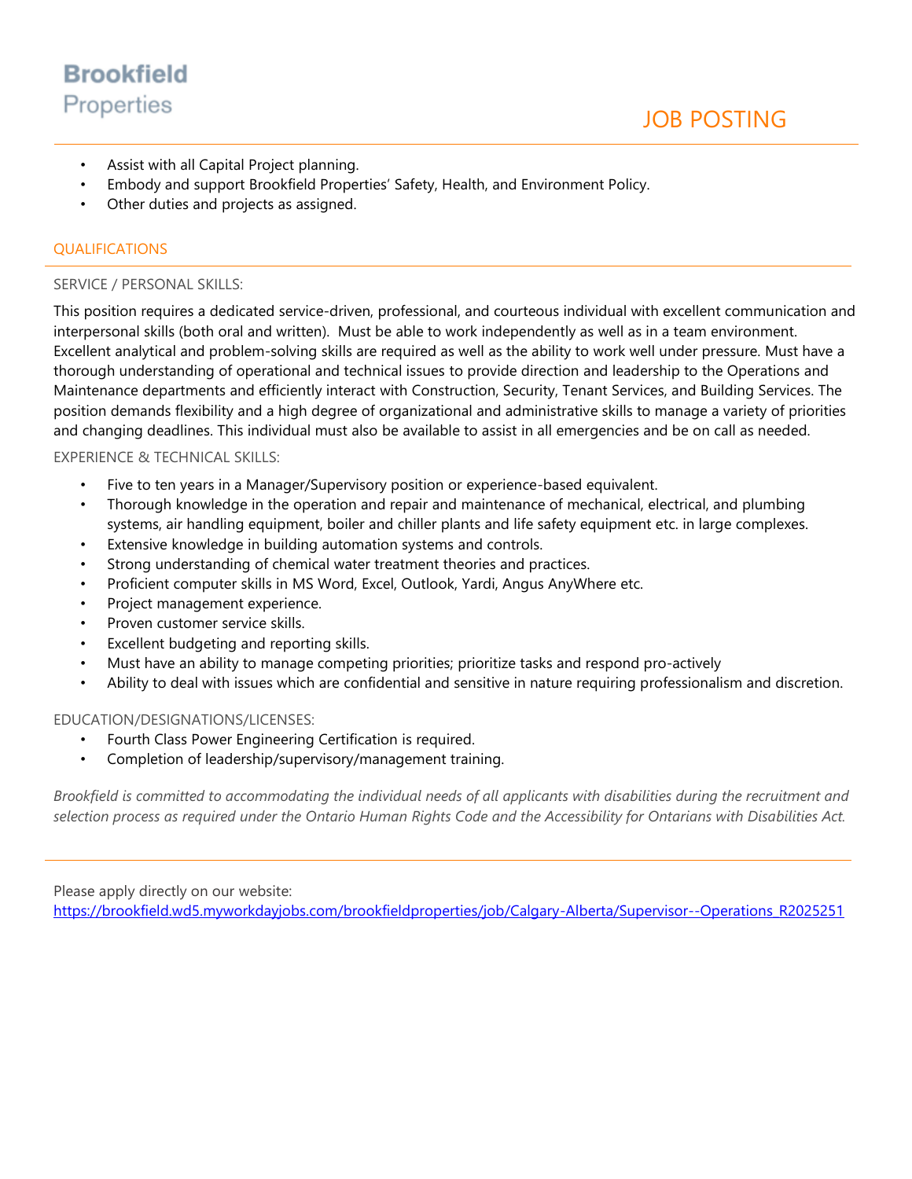- Assist with all Capital Project planning.
- Embody and support Brookfield Properties' Safety, Health, and Environment Policy.
- Other duties and projects as assigned.

## QUALIFICATIONS

### SERVICE / PERSONAL SKILLS:

This position requires a dedicated service-driven, professional, and courteous individual with excellent communication and interpersonal skills (both oral and written). Must be able to work independently as well as in a team environment. Excellent analytical and problem-solving skills are required as well as the ability to work well under pressure. Must have a thorough understanding of operational and technical issues to provide direction and leadership to the Operations and Maintenance departments and efficiently interact with Construction, Security, Tenant Services, and Building Services. The position demands flexibility and a high degree of organizational and administrative skills to manage a variety of priorities and changing deadlines. This individual must also be available to assist in all emergencies and be on call as needed.

### EXPERIENCE & TECHNICAL SKILLS:

- Five to ten years in a Manager/Supervisory position or experience-based equivalent.
- Thorough knowledge in the operation and repair and maintenance of mechanical, electrical, and plumbing systems, air handling equipment, boiler and chiller plants and life safety equipment etc. in large complexes.
- Extensive knowledge in building automation systems and controls.
- Strong understanding of chemical water treatment theories and practices.
- Proficient computer skills in MS Word, Excel, Outlook, Yardi, Angus AnyWhere etc.
- Project management experience.
- Proven customer service skills.
- Excellent budgeting and reporting skills.
- Must have an ability to manage competing priorities; prioritize tasks and respond pro-actively
- Ability to deal with issues which are confidential and sensitive in nature requiring professionalism and discretion.

### EDUCATION/DESIGNATIONS/LICENSES:

- Fourth Class Power Engineering Certification is required.
- Completion of leadership/supervisory/management training.

*Brookfield is committed to accommodating the individual needs of all applicants with disabilities during the recruitment and selection process as required under the Ontario Human Rights Code and the Accessibility for Ontarians with Disabilities Act.*

---

Please apply directly on our website:
https://brookfield.wd5.myworkdayjobs.com/brookfieldproperties/job/Calgary-Alberta/Supervisor--Operations_R2025251